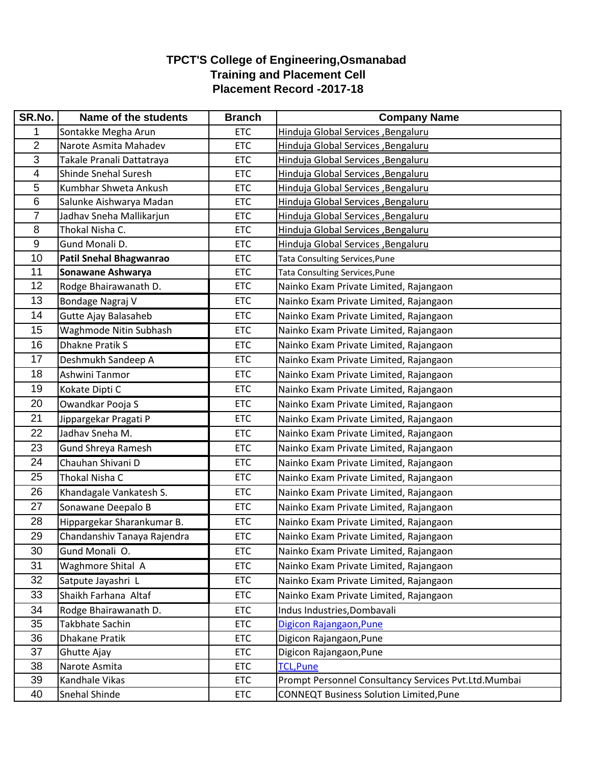# TPCT'S College of Engineering,Osmanabad
## Training and Placement Cell
## Placement Record -2017-18

| SR.No. | Name of the students | Branch | Company Name |
|---|---|---|---|
| 1 | Sontakke Megha Arun | ETC | Hinduja Global Services ,Bengaluru |
| 2 | Narote Asmita Mahadev | ETC | Hinduja Global Services ,Bengaluru |
| 3 | Takale Pranali Dattatraya | ETC | Hinduja Global Services ,Bengaluru |
| 4 | Shinde Snehal Suresh | ETC | Hinduja Global Services ,Bengaluru |
| 5 | Kumbhar Shweta Ankush | ETC | Hinduja Global Services ,Bengaluru |
| 6 | Salunke Aishwarya Madan | ETC | Hinduja Global Services ,Bengaluru |
| 7 | Jadhav Sneha Mallikarjun | ETC | Hinduja Global Services ,Bengaluru |
| 8 | Thokal Nisha C. | ETC | Hinduja Global Services ,Bengaluru |
| 9 | Gund Monali D. | ETC | Hinduja Global Services ,Bengaluru |
| 10 | **Patil Snehal Bhagwanrao** | ETC | Tata Consulting Services,Pune |
| 11 | **Sonawane Ashwarya** | ETC | Tata Consulting Services,Pune |
| 12 | Rodge Bhairawanath D. | ETC | Nainko Exam Private Limited, Rajangaon |
| 13 | Bondage Nagraj V | ETC | Nainko Exam Private Limited, Rajangaon |
| 14 | Gutte Ajay Balasaheb | ETC | Nainko Exam Private Limited, Rajangaon |
| 15 | Waghmode Nitin Subhash | ETC | Nainko Exam Private Limited, Rajangaon |
| 16 | Dhakne Pratik S | ETC | Nainko Exam Private Limited, Rajangaon |
| 17 | Deshmukh Sandeep A | ETC | Nainko Exam Private Limited, Rajangaon |
| 18 | Ashwini Tanmor | ETC | Nainko Exam Private Limited, Rajangaon |
| 19 | Kokate Dipti C | ETC | Nainko Exam Private Limited, Rajangaon |
| 20 | Owandkar Pooja S | ETC | Nainko Exam Private Limited, Rajangaon |
| 21 | Jippargekar Pragati P | ETC | Nainko Exam Private Limited, Rajangaon |
| 22 | Jadhav Sneha M. | ETC | Nainko Exam Private Limited, Rajangaon |
| 23 | Gund Shreya Ramesh | ETC | Nainko Exam Private Limited, Rajangaon |
| 24 | Chauhan Shivani D | ETC | Nainko Exam Private Limited, Rajangaon |
| 25 | Thokal Nisha C | ETC | Nainko Exam Private Limited, Rajangaon |
| 26 | Khandagale Vankatesh S. | ETC | Nainko Exam Private Limited, Rajangaon |
| 27 | Sonawane Deepalo B | ETC | Nainko Exam Private Limited, Rajangaon |
| 28 | Hippargekar Sharankumar B. | ETC | Nainko Exam Private Limited, Rajangaon |
| 29 | Chandanshiv Tanaya Rajendra | ETC | Nainko Exam Private Limited, Rajangaon |
| 30 | Gund Monali O. | ETC | Nainko Exam Private Limited, Rajangaon |
| 31 | Waghmore Shital A | ETC | Nainko Exam Private Limited, Rajangaon |
| 32 | Satpute Jayashri L | ETC | Nainko Exam Private Limited, Rajangaon |
| 33 | Shaikh Farhana Altaf | ETC | Nainko Exam Private Limited, Rajangaon |
| 34 | Rodge Bhairawanath D. | ETC | Indus Industries,Dombavali |
| 35 | Takbhate Sachin | ETC | Digicon Rajangaon,Pune |
| 36 | Dhakane Pratik | ETC | Digicon Rajangaon,Pune |
| 37 | Ghutte Ajay | ETC | Digicon Rajangaon,Pune |
| 38 | Narote Asmita | ETC | TCL,Pune |
| 39 | Kandhale Vikas | ETC | Prompt Personnel Consultancy Services Pvt.Ltd.Mumbai |
| 40 | Snehal Shinde | ETC | CONNEQT Business Solution Limited,Pune |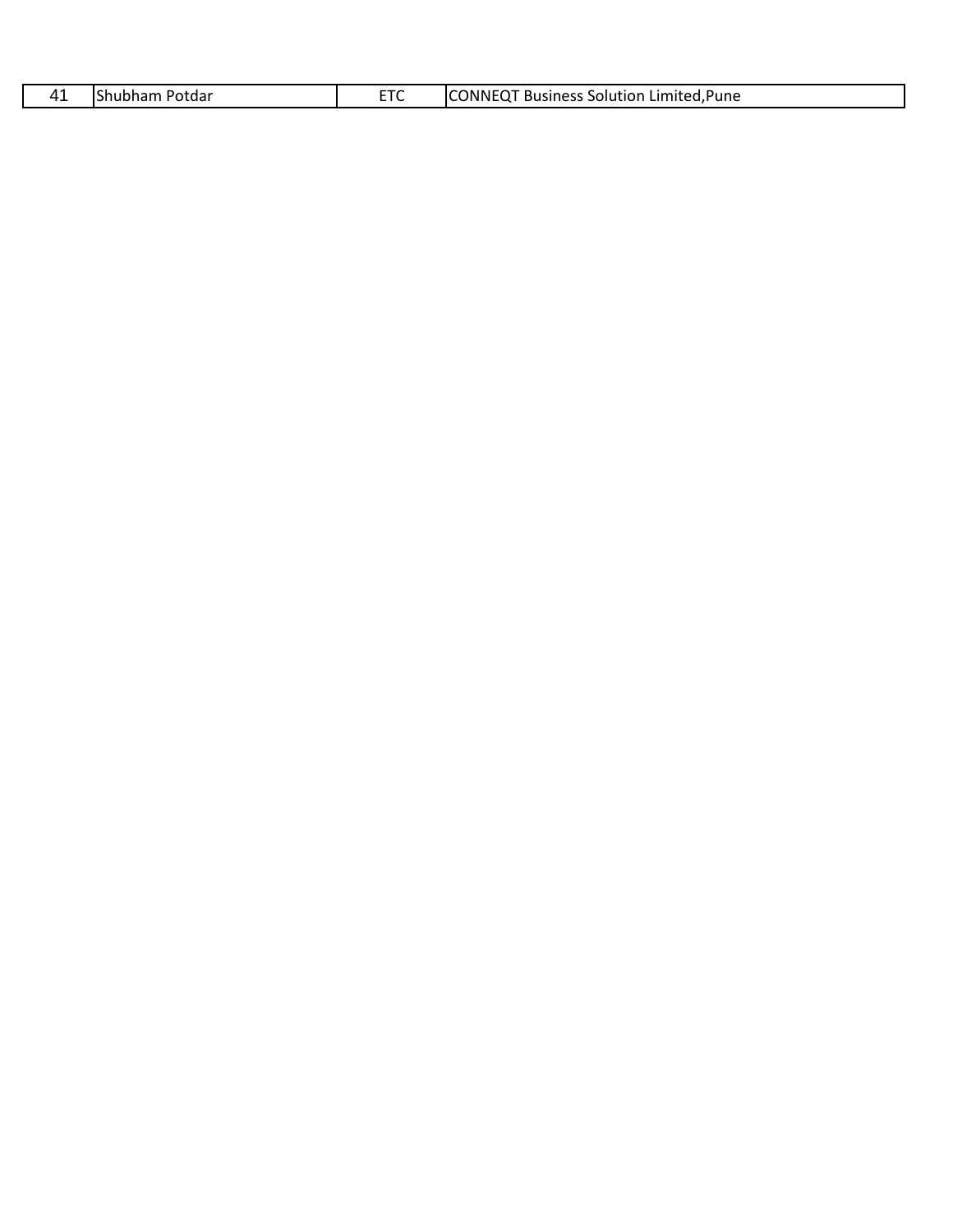| | | | |
|---|---|---|---|
| 41 | Shubham Potdar | ETC | CONNEQT Business Solution Limited,Pune |